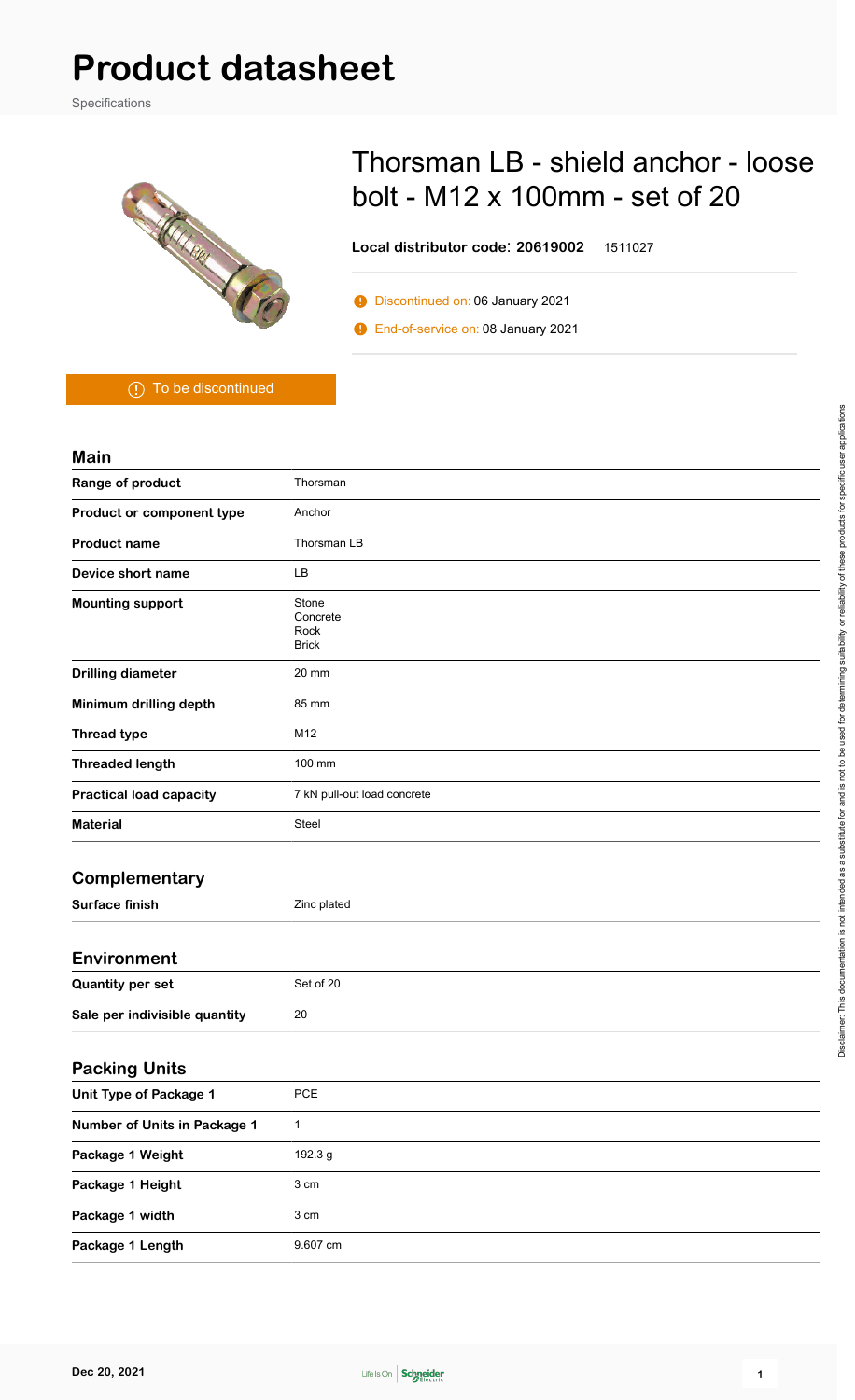# Product datasheet

Specifications

## Thorsman LB - shield anchor - loose bolt - M12 x 100mm - set of 20

**Local distributor code**: **20619002** 1511027

Discontinued on: 06 January 2021

End-of-service on: 08 January 2021

To be discontinued

### Main

| | |
|---|---|
| **Range of product** | Thorsman |
| **Product or component type** | Anchor |
| **Product name** | Thorsman LB |
| **Device short name** | LB |
| **Mounting support** | Stone<br>Concrete<br>Rock<br>Brick |
| **Drilling diameter** | 20 mm |
| **Minimum drilling depth** | 85 mm |
| **Thread type** | M12 |
| **Threaded length** | 100 mm |
| **Practical load capacity** | 7 kN pull-out load concrete |
| **Material** | Steel |

### Complementary

| | |
|---|---|
| **Surface finish** | Zinc plated |

### Environment

| | |
|---|---|
| **Quantity per set** | Set of 20 |
| **Sale per indivisible quantity** | 20 |

### Packing Units

| | |
|---|---|
| **Unit Type of Package 1** | PCE |
| **Number of Units in Package 1** | 1 |
| **Package 1 Weight** | 192.3 g |
| **Package 1 Height** | 3 cm |
| **Package 1 width** | 3 cm |
| **Package 1 Length** | 9.607 cm |

Disclaimer: This documentation is not intended as a substitute for and is not to be used for determining suitability or reliability of these products for specific user applications

Dec 20, 2021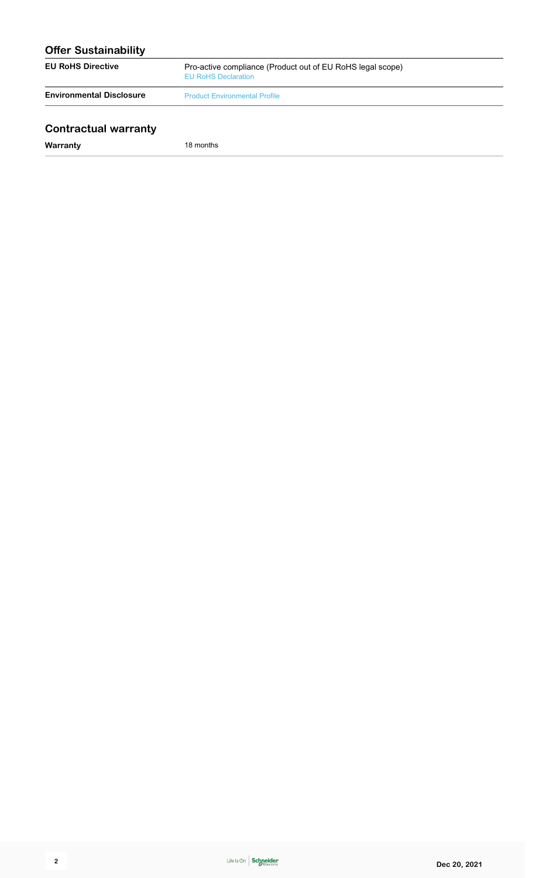## Offer Sustainability

| | |
|---|---|
| **EU RoHS Directive** | Pro-active compliance (Product out of EU RoHS legal scope)<br>EU RoHS Declaration |
| **Environmental Disclosure** | Product Environmental Profile |

## Contractual warranty

| | |
|---|---|
| **Warranty** | 18 months |